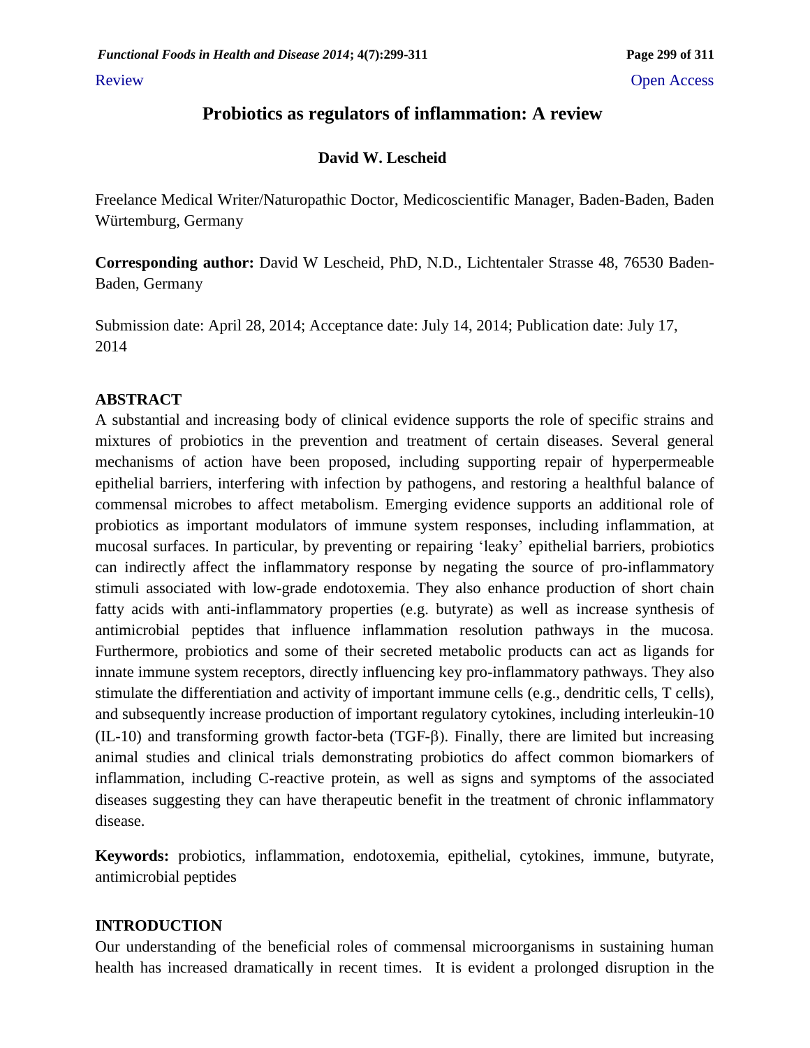Review

Open Access

# Probiotics as regulators of inflammation: A review

**David W. Lescheid**

Freelance Medical Writer/Naturopathic Doctor, Medicoscientific Manager, Baden-Baden, Baden Würtemburg, Germany

**Corresponding author:** David W Lescheid, PhD, N.D., Lichtentaler Strasse 48, 76530 Baden-Baden, Germany

Submission date: April 28, 2014; Acceptance date: July 14, 2014; Publication date: July 17, 2014

## ABSTRACT

A substantial and increasing body of clinical evidence supports the role of specific strains and mixtures of probiotics in the prevention and treatment of certain diseases. Several general mechanisms of action have been proposed, including supporting repair of hyperpermeable epithelial barriers, interfering with infection by pathogens, and restoring a healthful balance of commensal microbes to affect metabolism. Emerging evidence supports an additional role of probiotics as important modulators of immune system responses, including inflammation, at mucosal surfaces. In particular, by preventing or repairing 'leaky' epithelial barriers, probiotics can indirectly affect the inflammatory response by negating the source of pro-inflammatory stimuli associated with low-grade endotoxemia. They also enhance production of short chain fatty acids with anti-inflammatory properties (e.g. butyrate) as well as increase synthesis of antimicrobial peptides that influence inflammation resolution pathways in the mucosa. Furthermore, probiotics and some of their secreted metabolic products can act as ligands for innate immune system receptors, directly influencing key pro-inflammatory pathways. They also stimulate the differentiation and activity of important immune cells (e.g., dendritic cells, T cells), and subsequently increase production of important regulatory cytokines, including interleukin-10 (IL-10) and transforming growth factor-beta (TGF-β). Finally, there are limited but increasing animal studies and clinical trials demonstrating probiotics do affect common biomarkers of inflammation, including C-reactive protein, as well as signs and symptoms of the associated diseases suggesting they can have therapeutic benefit in the treatment of chronic inflammatory disease.

**Keywords:** probiotics, inflammation, endotoxemia, epithelial, cytokines, immune, butyrate, antimicrobial peptides

## INTRODUCTION

Our understanding of the beneficial roles of commensal microorganisms in sustaining human health has increased dramatically in recent times. It is evident a prolonged disruption in the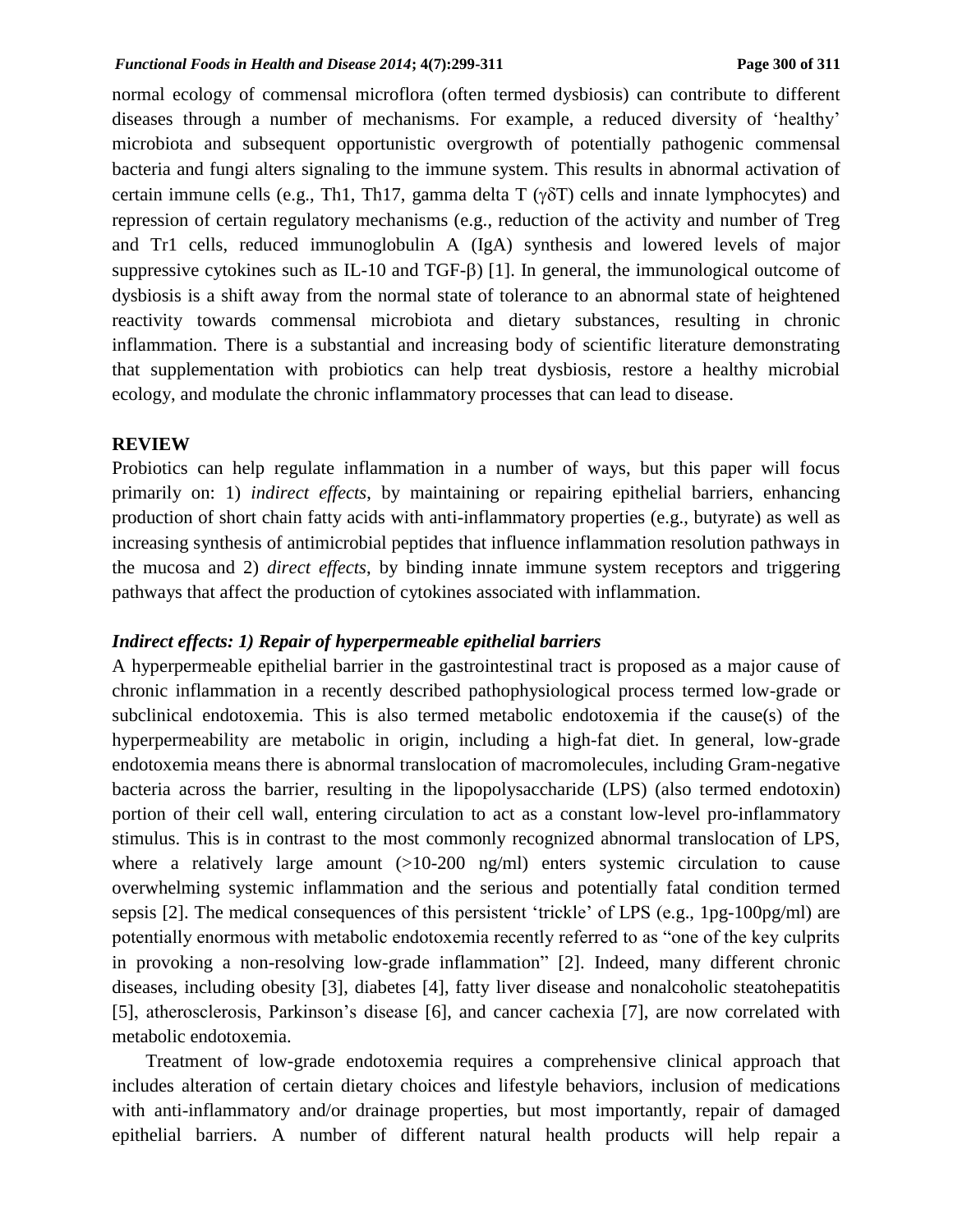normal ecology of commensal microflora (often termed dysbiosis) can contribute to different diseases through a number of mechanisms. For example, a reduced diversity of 'healthy' microbiota and subsequent opportunistic overgrowth of potentially pathogenic commensal bacteria and fungi alters signaling to the immune system. This results in abnormal activation of certain immune cells (e.g., Th1, Th17, gamma delta T ($\gamma\delta$T) cells and innate lymphocytes) and repression of certain regulatory mechanisms (e.g., reduction of the activity and number of Treg and Tr1 cells, reduced immunoglobulin A (IgA) synthesis and lowered levels of major suppressive cytokines such as IL-10 and TGF-$\beta$) [1]. In general, the immunological outcome of dysbiosis is a shift away from the normal state of tolerance to an abnormal state of heightened reactivity towards commensal microbiota and dietary substances, resulting in chronic inflammation. There is a substantial and increasing body of scientific literature demonstrating that supplementation with probiotics can help treat dysbiosis, restore a healthy microbial ecology, and modulate the chronic inflammatory processes that can lead to disease.

## REVIEW

Probiotics can help regulate inflammation in a number of ways, but this paper will focus primarily on: 1) *indirect effects*, by maintaining or repairing epithelial barriers, enhancing production of short chain fatty acids with anti-inflammatory properties (e.g., butyrate) as well as increasing synthesis of antimicrobial peptides that influence inflammation resolution pathways in the mucosa and 2) *direct effects*, by binding innate immune system receptors and triggering pathways that affect the production of cytokines associated with inflammation.

### *Indirect effects: 1) Repair of hyperpermeable epithelial barriers*

A hyperpermeable epithelial barrier in the gastrointestinal tract is proposed as a major cause of chronic inflammation in a recently described pathophysiological process termed low-grade or subclinical endotoxemia. This is also termed metabolic endotoxemia if the cause(s) of the hyperpermeability are metabolic in origin, including a high-fat diet. In general, low-grade endotoxemia means there is abnormal translocation of macromolecules, including Gram-negative bacteria across the barrier, resulting in the lipopolysaccharide (LPS) (also termed endotoxin) portion of their cell wall, entering circulation to act as a constant low-level pro-inflammatory stimulus. This is in contrast to the most commonly recognized abnormal translocation of LPS, where a relatively large amount (>10-200 ng/ml) enters systemic circulation to cause overwhelming systemic inflammation and the serious and potentially fatal condition termed sepsis [2]. The medical consequences of this persistent 'trickle' of LPS (e.g., 1pg-100pg/ml) are potentially enormous with metabolic endotoxemia recently referred to as "one of the key culprits in provoking a non-resolving low-grade inflammation" [2]. Indeed, many different chronic diseases, including obesity [3], diabetes [4], fatty liver disease and nonalcoholic steatohepatitis [5], atherosclerosis, Parkinson's disease [6], and cancer cachexia [7], are now correlated with metabolic endotoxemia.

Treatment of low-grade endotoxemia requires a comprehensive clinical approach that includes alteration of certain dietary choices and lifestyle behaviors, inclusion of medications with anti-inflammatory and/or drainage properties, but most importantly, repair of damaged epithelial barriers. A number of different natural health products will help repair a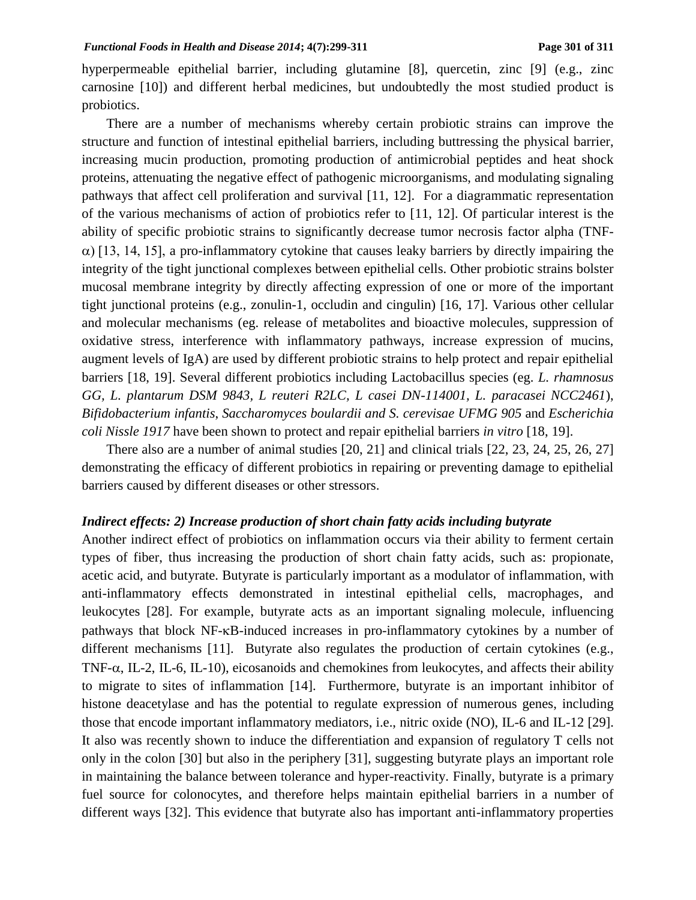hyperpermeable epithelial barrier, including glutamine [8], quercetin, zinc [9] (e.g., zinc carnosine [10]) and different herbal medicines, but undoubtedly the most studied product is probiotics.

There are a number of mechanisms whereby certain probiotic strains can improve the structure and function of intestinal epithelial barriers, including buttressing the physical barrier, increasing mucin production, promoting production of antimicrobial peptides and heat shock proteins, attenuating the negative effect of pathogenic microorganisms, and modulating signaling pathways that affect cell proliferation and survival [11, 12]. For a diagrammatic representation of the various mechanisms of action of probiotics refer to [11, 12]. Of particular interest is the ability of specific probiotic strains to significantly decrease tumor necrosis factor alpha (TNF-$\alpha$) [13, 14, 15], a pro-inflammatory cytokine that causes leaky barriers by directly impairing the integrity of the tight junctional complexes between epithelial cells. Other probiotic strains bolster mucosal membrane integrity by directly affecting expression of one or more of the important tight junctional proteins (e.g., zonulin-1, occludin and cingulin) [16, 17]. Various other cellular and molecular mechanisms (eg. release of metabolites and bioactive molecules, suppression of oxidative stress, interference with inflammatory pathways, increase expression of mucins, augment levels of IgA) are used by different probiotic strains to help protect and repair epithelial barriers [18, 19]. Several different probiotics including Lactobacillus species (eg. *L. rhamnosus GG, L. plantarum DSM 9843, L reuteri R2LC, L casei DN-114001, L. paracasei NCC2461*), *Bifidobacterium infantis*, *Saccharomyces boulardii and S. cerevisae UFMG 905* and *Escherichia coli Nissle 1917* have been shown to protect and repair epithelial barriers *in vitro* [18, 19].

There also are a number of animal studies [20, 21] and clinical trials [22, 23, 24, 25, 26, 27] demonstrating the efficacy of different probiotics in repairing or preventing damage to epithelial barriers caused by different diseases or other stressors.

### *Indirect effects: 2) Increase production of short chain fatty acids including butyrate*

Another indirect effect of probiotics on inflammation occurs via their ability to ferment certain types of fiber, thus increasing the production of short chain fatty acids, such as: propionate, acetic acid, and butyrate. Butyrate is particularly important as a modulator of inflammation, with anti-inflammatory effects demonstrated in intestinal epithelial cells, macrophages, and leukocytes [28]. For example, butyrate acts as an important signaling molecule, influencing pathways that block NF-$\kappa$B-induced increases in pro-inflammatory cytokines by a number of different mechanisms [11]. Butyrate also regulates the production of certain cytokines (e.g., TNF-$\alpha$, IL-2, IL-6, IL-10), eicosanoids and chemokines from leukocytes, and affects their ability to migrate to sites of inflammation [14]. Furthermore, butyrate is an important inhibitor of histone deacetylase and has the potential to regulate expression of numerous genes, including those that encode important inflammatory mediators, i.e., nitric oxide (NO), IL-6 and IL-12 [29]. It also was recently shown to induce the differentiation and expansion of regulatory T cells not only in the colon [30] but also in the periphery [31], suggesting butyrate plays an important role in maintaining the balance between tolerance and hyper-reactivity. Finally, butyrate is a primary fuel source for colonocytes, and therefore helps maintain epithelial barriers in a number of different ways [32]. This evidence that butyrate also has important anti-inflammatory properties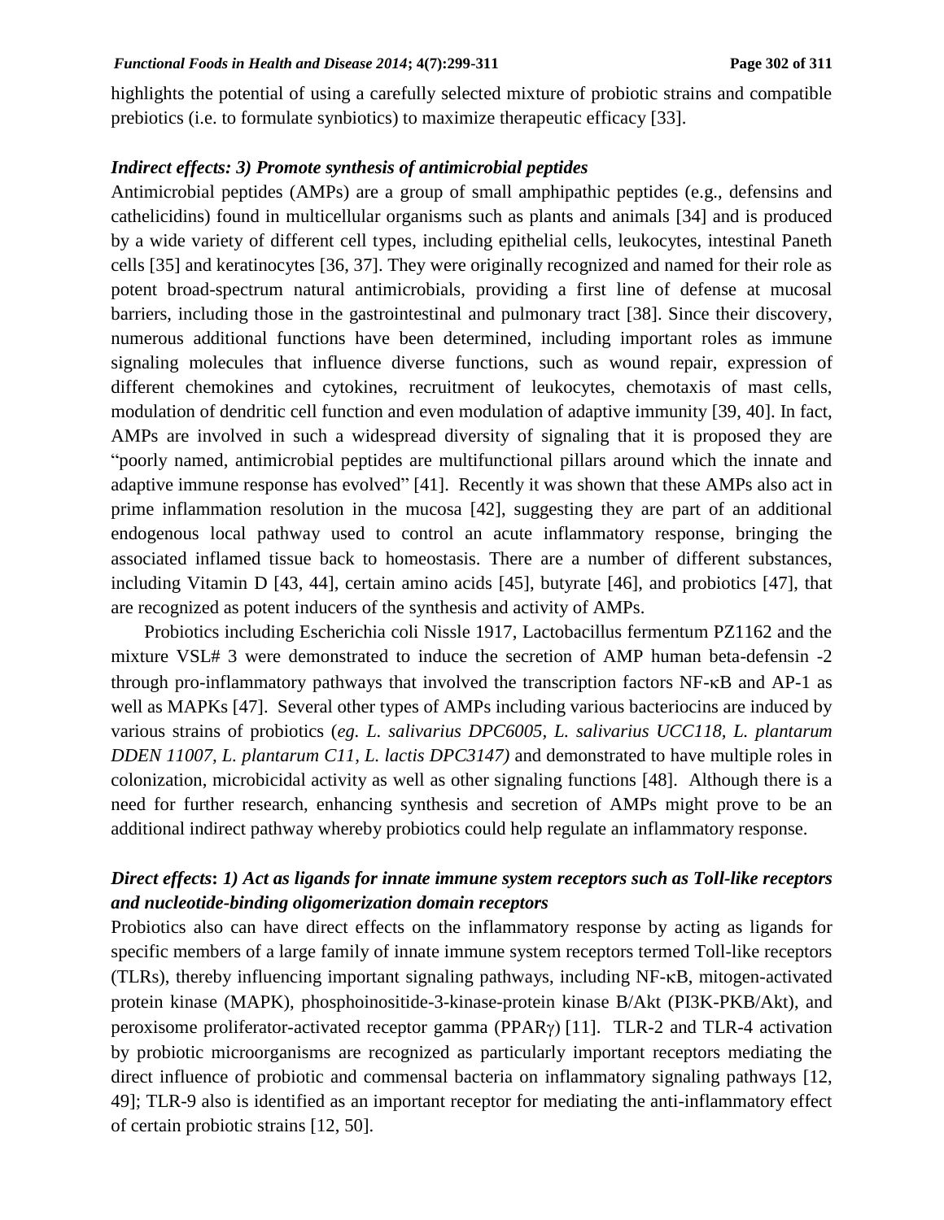highlights the potential of using a carefully selected mixture of probiotic strains and compatible prebiotics (i.e. to formulate synbiotics) to maximize therapeutic efficacy [33].

### *Indirect effects: 3) Promote synthesis of antimicrobial peptides*

Antimicrobial peptides (AMPs) are a group of small amphipathic peptides (e.g., defensins and cathelicidins) found in multicellular organisms such as plants and animals [34] and is produced by a wide variety of different cell types, including epithelial cells, leukocytes, intestinal Paneth cells [35] and keratinocytes [36, 37]. They were originally recognized and named for their role as potent broad-spectrum natural antimicrobials, providing a first line of defense at mucosal barriers, including those in the gastrointestinal and pulmonary tract [38]. Since their discovery, numerous additional functions have been determined, including important roles as immune signaling molecules that influence diverse functions, such as wound repair, expression of different chemokines and cytokines, recruitment of leukocytes, chemotaxis of mast cells, modulation of dendritic cell function and even modulation of adaptive immunity [39, 40]. In fact, AMPs are involved in such a widespread diversity of signaling that it is proposed they are "poorly named, antimicrobial peptides are multifunctional pillars around which the innate and adaptive immune response has evolved" [41]. Recently it was shown that these AMPs also act in prime inflammation resolution in the mucosa [42], suggesting they are part of an additional endogenous local pathway used to control an acute inflammatory response, bringing the associated inflamed tissue back to homeostasis. There are a number of different substances, including Vitamin D [43, 44], certain amino acids [45], butyrate [46], and probiotics [47], that are recognized as potent inducers of the synthesis and activity of AMPs.

Probiotics including Escherichia coli Nissle 1917, Lactobacillus fermentum PZ1162 and the mixture VSL# 3 were demonstrated to induce the secretion of AMP human beta-defensin -2 through pro-inflammatory pathways that involved the transcription factors NF-κB and AP-1 as well as MAPKs [47]. Several other types of AMPs including various bacteriocins are induced by various strains of probiotics (*eg. L. salivarius DPC6005, L. salivarius UCC118, L. plantarum DDEN 11007, L. plantarum C11, L. lactis DPC3147)* and demonstrated to have multiple roles in colonization, microbicidal activity as well as other signaling functions [48]. Although there is a need for further research, enhancing synthesis and secretion of AMPs might prove to be an additional indirect pathway whereby probiotics could help regulate an inflammatory response.

### ***Direct effects: 1) Act as ligands for innate immune system receptors such as Toll-like receptors and nucleotide-binding oligomerization domain receptors***

Probiotics also can have direct effects on the inflammatory response by acting as ligands for specific members of a large family of innate immune system receptors termed Toll-like receptors (TLRs), thereby influencing important signaling pathways, including NF-κB, mitogen-activated protein kinase (MAPK), phosphoinositide-3-kinase-protein kinase B/Akt (PI3K-PKB/Akt), and peroxisome proliferator-activated receptor gamma (PPARγ) [11]. TLR-2 and TLR-4 activation by probiotic microorganisms are recognized as particularly important receptors mediating the direct influence of probiotic and commensal bacteria on inflammatory signaling pathways [12, 49]; TLR-9 also is identified as an important receptor for mediating the anti-inflammatory effect of certain probiotic strains [12, 50].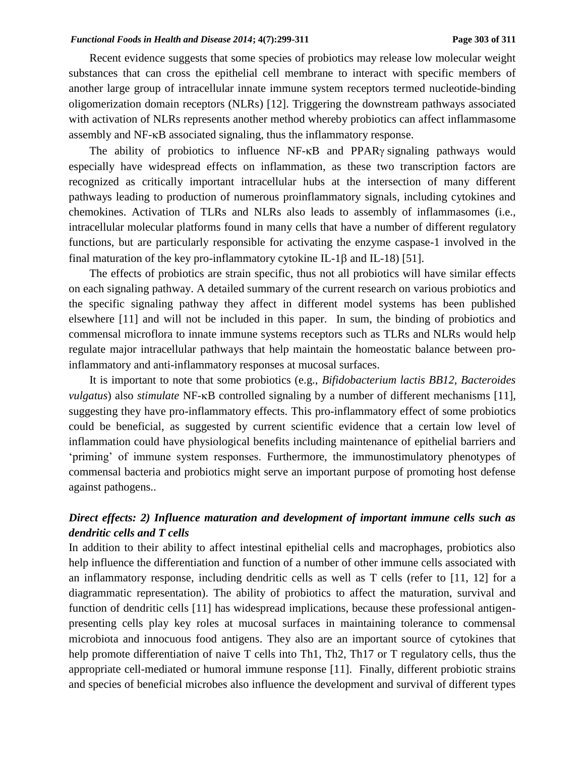Recent evidence suggests that some species of probiotics may release low molecular weight substances that can cross the epithelial cell membrane to interact with specific members of another large group of intracellular innate immune system receptors termed nucleotide-binding oligomerization domain receptors (NLRs) [12]. Triggering the downstream pathways associated with activation of NLRs represents another method whereby probiotics can affect inflammasome assembly and NF-κB associated signaling, thus the inflammatory response.

The ability of probiotics to influence NF-κB and PPARγ signaling pathways would especially have widespread effects on inflammation, as these two transcription factors are recognized as critically important intracellular hubs at the intersection of many different pathways leading to production of numerous proinflammatory signals, including cytokines and chemokines. Activation of TLRs and NLRs also leads to assembly of inflammasomes (i.e., intracellular molecular platforms found in many cells that have a number of different regulatory functions, but are particularly responsible for activating the enzyme caspase-1 involved in the final maturation of the key pro-inflammatory cytokine IL-1β and IL-18) [51].

The effects of probiotics are strain specific, thus not all probiotics will have similar effects on each signaling pathway. A detailed summary of the current research on various probiotics and the specific signaling pathway they affect in different model systems has been published elsewhere [11] and will not be included in this paper. In sum, the binding of probiotics and commensal microflora to innate immune systems receptors such as TLRs and NLRs would help regulate major intracellular pathways that help maintain the homeostatic balance between pro-inflammatory and anti-inflammatory responses at mucosal surfaces.

It is important to note that some probiotics (e.g., *Bifidobacterium lactis BB12, Bacteroides vulgatus*) also *stimulate* NF-κB controlled signaling by a number of different mechanisms [11], suggesting they have pro-inflammatory effects. This pro-inflammatory effect of some probiotics could be beneficial, as suggested by current scientific evidence that a certain low level of inflammation could have physiological benefits including maintenance of epithelial barriers and 'priming' of immune system responses. Furthermore, the immunostimulatory phenotypes of commensal bacteria and probiotics might serve an important purpose of promoting host defense against pathogens..

### *Direct effects: 2) Influence maturation and development of important immune cells such as dendritic cells and T cells*

In addition to their ability to affect intestinal epithelial cells and macrophages, probiotics also help influence the differentiation and function of a number of other immune cells associated with an inflammatory response, including dendritic cells as well as T cells (refer to [11, 12] for a diagrammatic representation). The ability of probiotics to affect the maturation, survival and function of dendritic cells [11] has widespread implications, because these professional antigen-presenting cells play key roles at mucosal surfaces in maintaining tolerance to commensal microbiota and innocuous food antigens. They also are an important source of cytokines that help promote differentiation of naive T cells into Th1, Th2, Th17 or T regulatory cells, thus the appropriate cell-mediated or humoral immune response [11]. Finally, different probiotic strains and species of beneficial microbes also influence the development and survival of different types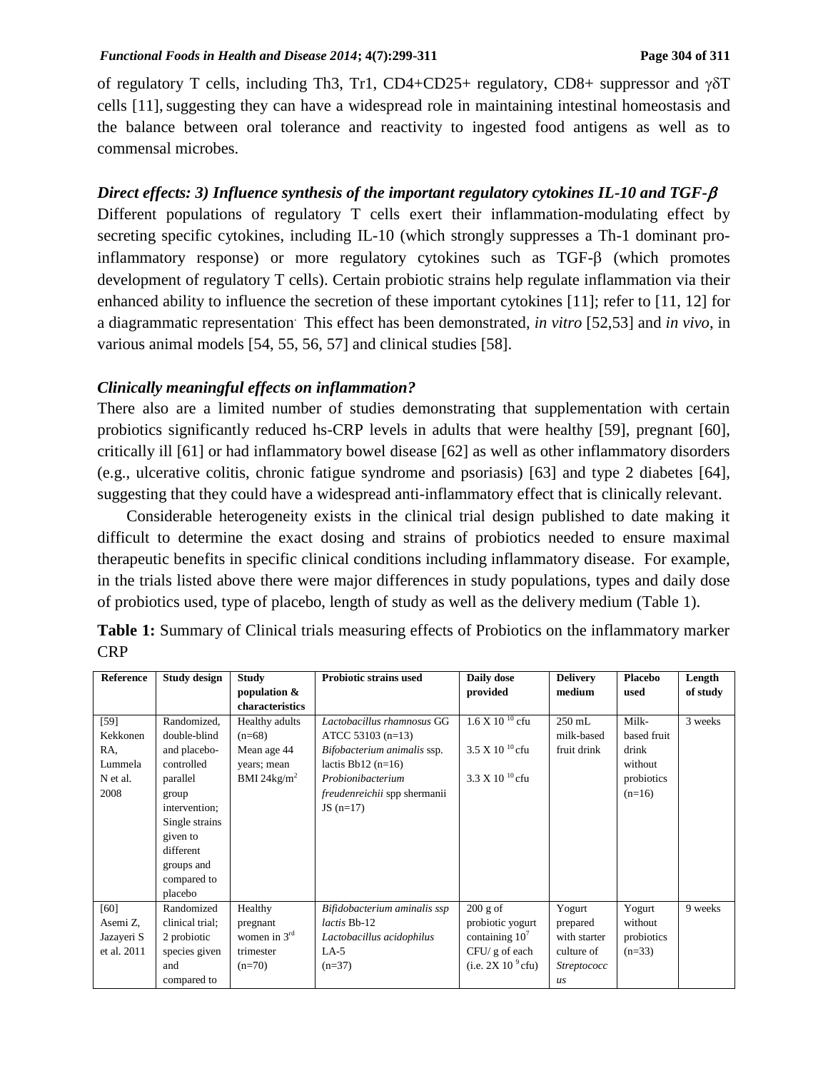of regulatory T cells, including Th3, Tr1, CD4+CD25+ regulatory, CD8+ suppressor and $\gamma\delta$T cells [11], suggesting they can have a widespread role in maintaining intestinal homeostasis and the balance between oral tolerance and reactivity to ingested food antigens as well as to commensal microbes.

### *Direct effects: 3) Influence synthesis of the important regulatory cytokines IL-10 and TGF-$\beta$*

Different populations of regulatory T cells exert their inflammation-modulating effect by secreting specific cytokines, including IL-10 (which strongly suppresses a Th-1 dominant pro-inflammatory response) or more regulatory cytokines such as TGF-$\beta$ (which promotes development of regulatory T cells). Certain probiotic strains help regulate inflammation via their enhanced ability to influence the secretion of these important cytokines [11]; refer to [11, 12] for a diagrammatic representation. This effect has been demonstrated, *in vitro* [52,53] and *in vivo*, in various animal models [54, 55, 56, 57] and clinical studies [58].

### *Clinically meaningful effects on inflammation?*

There also are a limited number of studies demonstrating that supplementation with certain probiotics significantly reduced hs-CRP levels in adults that were healthy [59], pregnant [60], critically ill [61] or had inflammatory bowel disease [62] as well as other inflammatory disorders (e.g., ulcerative colitis, chronic fatigue syndrome and psoriasis) [63] and type 2 diabetes [64], suggesting that they could have a widespread anti-inflammatory effect that is clinically relevant.

Considerable heterogeneity exists in the clinical trial design published to date making it difficult to determine the exact dosing and strains of probiotics needed to ensure maximal therapeutic benefits in specific clinical conditions including inflammatory disease. For example, in the trials listed above there were major differences in study populations, types and daily dose of probiotics used, type of placebo, length of study as well as the delivery medium (Table 1).

**Table 1:** Summary of Clinical trials measuring effects of Probiotics on the inflammatory marker CRP

| Reference | Study design | Study population & characteristics | Probiotic strains used | Daily dose provided | Delivery medium | Placebo used | Length of study |
|---|---|---|---|---|---|---|---|
| [59] Kekkonen RA, Lummela N et al. 2008 | Randomized, double-blind and placebo-controlled parallel group intervention; Single strains given to different groups and compared to placebo | Healthy adults (n=68) Mean age 44 years; mean BMI 24kg/m$^2$ | *Lactobacillus rhamnosus* GG ATCC 53103 (n=13) *Bifobacterium animalis* ssp. lactis Bb12 (n=16) *Probionibacterium freudenreichii* spp shermanii JS (n=17) | $1.6 \times 10^{10}$ cfu<br>$3.5 \times 10^{10}$ cfu<br>$3.3 \times 10^{10}$ cfu | 250 mL milk-based fruit drink | Milk-based fruit drink without probiotics (n=16) | 3 weeks |
| [60] Asemi Z, Jazayeri S et al. 2011 | Randomized clinical trial; 2 probiotic species given and compared to | Healthy pregnant women in 3$^{rd}$ trimester (n=70) | *Bifidobacterium aminalis ssp lactis* Bb-12 *Lactobacillus acidophilus* LA-5 (n=37) | 200 g of probiotic yogurt containing $10^7$ CFU/ g of each (i.e. $2X\ 10^9$ cfu) | Yogurt prepared with starter culture of *Streptococcus* | Yogurt without probiotics (n=33) | 9 weeks |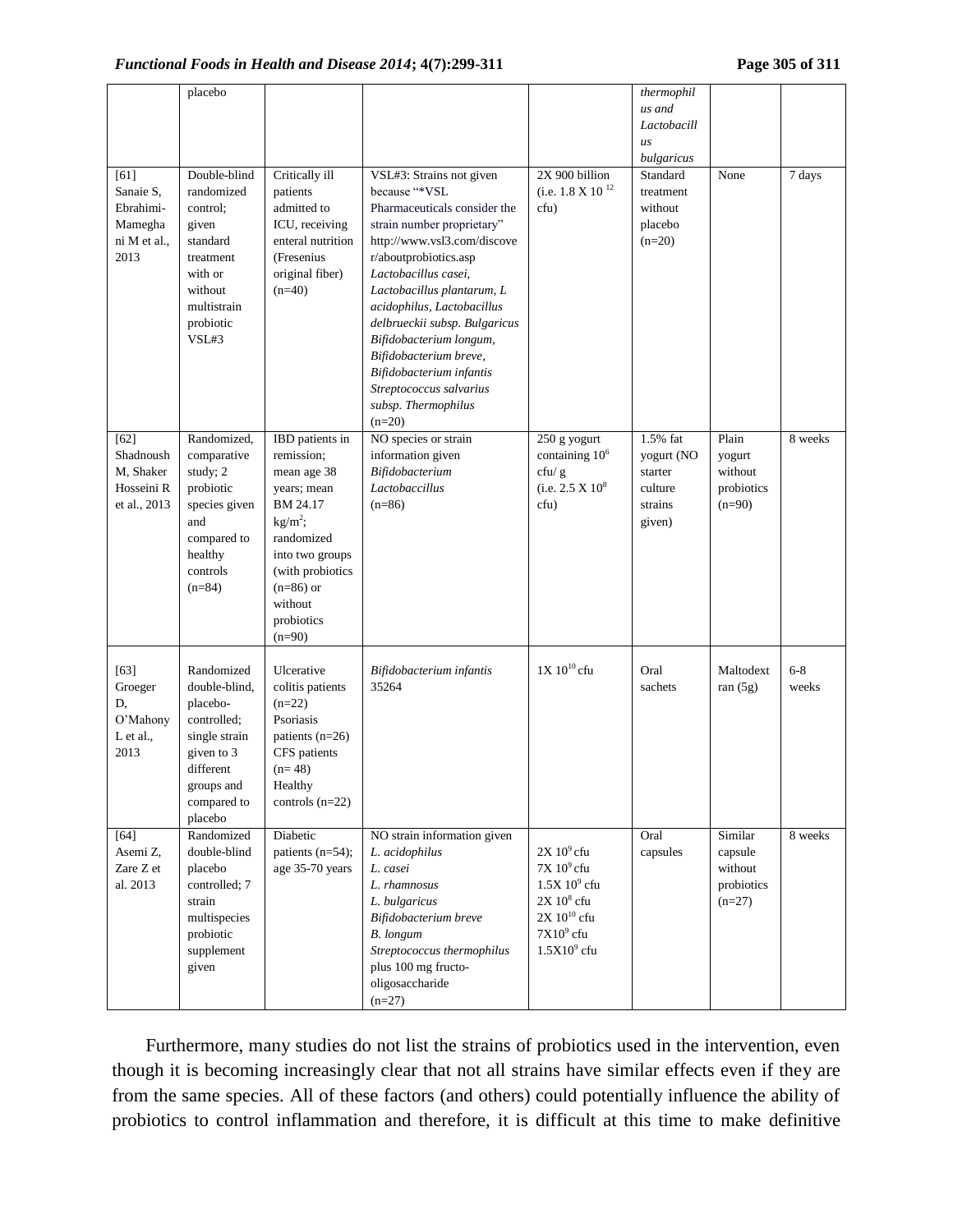| | placebo | | | | *thermophilus and Lactobacillus bulgaricus* | | |
|---|---|---|---|---|---|---|---|
| [61] Sanaie S, Ebrahimi-Mameghani M et al., 2013 | Double-blind randomized control; given standard treatment with or without multistrain probiotic VSL#3 | Critically ill patients admitted to ICU, receiving enteral nutrition (Fresenius original fiber) (n=40) | VSL#3: Strains not given because "*VSL Pharmaceuticals consider the strain number proprietary" http://www.vsl3.com/discover/aboutprobiotics.asp *Lactobacillus casei, Lactobacillus plantarum, L acidophilus, Lactobacillus delbrueckii subsp. Bulgaricus Bifidobacterium longum, Bifidobacterium breve, Bifidobacterium infantis Streptococcus salvarius subsp. Thermophilus* (n=20) | 2X 900 billion (i.e. $1.8 \times 10^{12}$ cfu) | Standard treatment without placebo (n=20) | None | 7 days |
| [62] Shadnoush M, Shaker Hosseini R et al., 2013 | Randomized, comparative study; 2 probiotic species given and compared to healthy controls (n=84) | IBD patients in remission; mean age 38 years; mean BM 24.17 $kg/m^2$; randomized into two groups (with probiotics (n=86) or without probiotics (n=90) | NO species or strain information given *Bifidobacterium Lactobaccillus* (n=86) | 250 g yogurt containing $10^6$ cfu/ g (i.e. $2.5 \times 10^8$ cfu) | 1.5% fat yogurt (NO starter culture strains given) | Plain yogurt without probiotics (n=90) | 8 weeks |
| [63] Groeger D, O'Mahony L et al., 2013 | Randomized double-blind, placebo-controlled; single strain given to 3 different groups and compared to placebo | Ulcerative colitis patients (n=22) Psoriasis patients (n=26) CFS patients (n= 48) Healthy controls (n=22) | *Bifidobacterium infantis* 35264 | $1 \times 10^{10}$ cfu | Oral sachets | Maltodextran (5g) | 6-8 weeks |
| [64] Asemi Z, Zare Z et al. 2013 | Randomized double-blind placebo controlled; 7 strain multispecies probiotic supplement given | Diabetic patients (n=54); age 35-70 years | NO strain information given *L. acidophilus L. casei L. rhamnosus L. bulgaricus Bifidobacterium breve B. longum Streptococcus thermophilus* plus 100 mg fructo-oligosaccharide (n=27) | $2 \times 10^9$ cfu $7 \times 10^9$ cfu $1.5 \times 10^9$ cfu $2 \times 10^8$ cfu $2 \times 10^{10}$ cfu $7 \times 10^9$ cfu $1.5 \times 10^9$ cfu | Oral capsules | Similar capsule without probiotics (n=27) | 8 weeks |

Furthermore, many studies do not list the strains of probiotics used in the intervention, even though it is becoming increasingly clear that not all strains have similar effects even if they are from the same species. All of these factors (and others) could potentially influence the ability of probiotics to control inflammation and therefore, it is difficult at this time to make definitive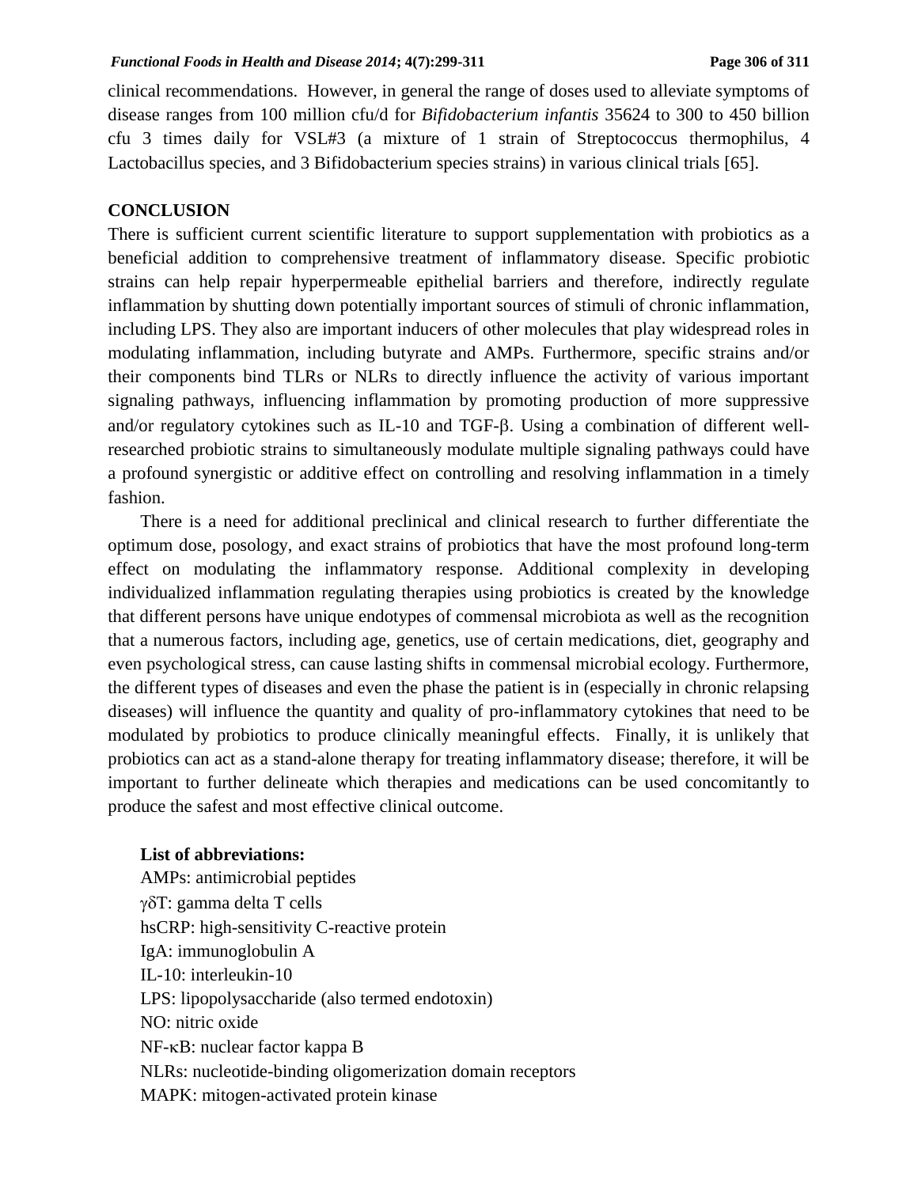clinical recommendations. However, in general the range of doses used to alleviate symptoms of disease ranges from 100 million cfu/d for *Bifidobacterium infantis* 35624 to 300 to 450 billion cfu 3 times daily for VSL#3 (a mixture of 1 strain of Streptococcus thermophilus, 4 Lactobacillus species, and 3 Bifidobacterium species strains) in various clinical trials [65].

## CONCLUSION

There is sufficient current scientific literature to support supplementation with probiotics as a beneficial addition to comprehensive treatment of inflammatory disease. Specific probiotic strains can help repair hyperpermeable epithelial barriers and therefore, indirectly regulate inflammation by shutting down potentially important sources of stimuli of chronic inflammation, including LPS. They also are important inducers of other molecules that play widespread roles in modulating inflammation, including butyrate and AMPs. Furthermore, specific strains and/or their components bind TLRs or NLRs to directly influence the activity of various important signaling pathways, influencing inflammation by promoting production of more suppressive and/or regulatory cytokines such as IL-10 and TGF-β. Using a combination of different well-researched probiotic strains to simultaneously modulate multiple signaling pathways could have a profound synergistic or additive effect on controlling and resolving inflammation in a timely fashion.

There is a need for additional preclinical and clinical research to further differentiate the optimum dose, posology, and exact strains of probiotics that have the most profound long-term effect on modulating the inflammatory response. Additional complexity in developing individualized inflammation regulating therapies using probiotics is created by the knowledge that different persons have unique endotypes of commensal microbiota as well as the recognition that a numerous factors, including age, genetics, use of certain medications, diet, geography and even psychological stress, can cause lasting shifts in commensal microbial ecology. Furthermore, the different types of diseases and even the phase the patient is in (especially in chronic relapsing diseases) will influence the quantity and quality of pro-inflammatory cytokines that need to be modulated by probiotics to produce clinically meaningful effects. Finally, it is unlikely that probiotics can act as a stand-alone therapy for treating inflammatory disease; therefore, it will be important to further delineate which therapies and medications can be used concomitantly to produce the safest and most effective clinical outcome.

**List of abbreviations:**

AMPs: antimicrobial peptides
γδT: gamma delta T cells
hsCRP: high-sensitivity C-reactive protein
IgA: immunoglobulin A
IL-10: interleukin-10
LPS: lipopolysaccharide (also termed endotoxin)
NO: nitric oxide
NF-κB: nuclear factor kappa B
NLRs: nucleotide-binding oligomerization domain receptors
MAPK: mitogen-activated protein kinase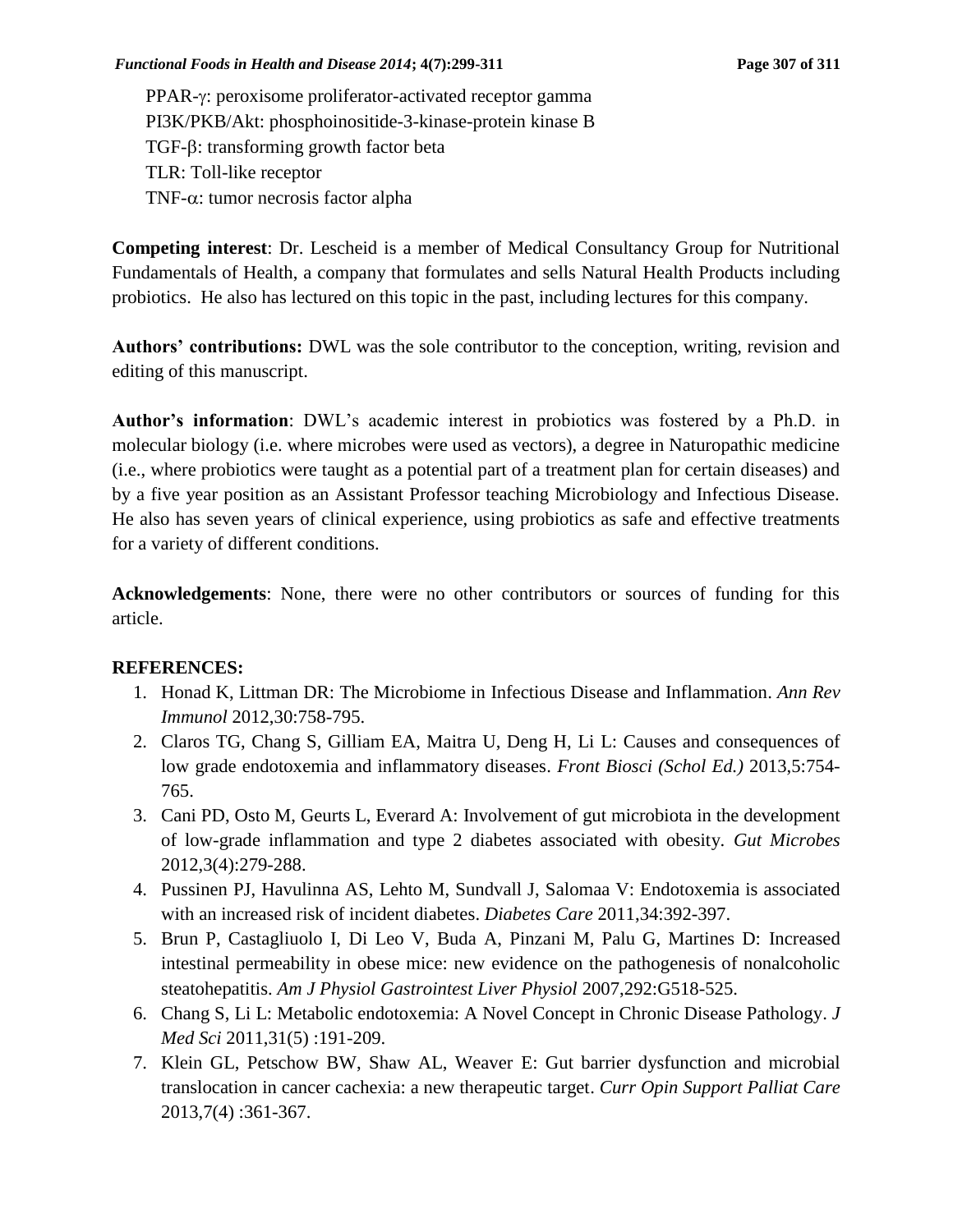PPAR-γ: peroxisome proliferator-activated receptor gamma
PI3K/PKB/Akt: phosphoinositide-3-kinase-protein kinase B
TGF-β: transforming growth factor beta
TLR: Toll-like receptor
TNF-α: tumor necrosis factor alpha

**Competing interest**: Dr. Lescheid is a member of Medical Consultancy Group for Nutritional Fundamentals of Health, a company that formulates and sells Natural Health Products including probiotics. He also has lectured on this topic in the past, including lectures for this company.

**Authors' contributions:** DWL was the sole contributor to the conception, writing, revision and editing of this manuscript.

**Author's information**: DWL's academic interest in probiotics was fostered by a Ph.D. in molecular biology (i.e. where microbes were used as vectors), a degree in Naturopathic medicine (i.e., where probiotics were taught as a potential part of a treatment plan for certain diseases) and by a five year position as an Assistant Professor teaching Microbiology and Infectious Disease. He also has seven years of clinical experience, using probiotics as safe and effective treatments for a variety of different conditions.

**Acknowledgements**: None, there were no other contributors or sources of funding for this article.

**REFERENCES:**

1. Honad K, Littman DR: The Microbiome in Infectious Disease and Inflammation. *Ann Rev Immunol* 2012,30:758-795.
2. Claros TG, Chang S, Gilliam EA, Maitra U, Deng H, Li L: Causes and consequences of low grade endotoxemia and inflammatory diseases. *Front Biosci (Schol Ed.)* 2013,5:754-765.
3. Cani PD, Osto M, Geurts L, Everard A: Involvement of gut microbiota in the development of low-grade inflammation and type 2 diabetes associated with obesity. *Gut Microbes* 2012,3(4):279-288.
4. Pussinen PJ, Havulinna AS, Lehto M, Sundvall J, Salomaa V: Endotoxemia is associated with an increased risk of incident diabetes. *Diabetes Care* 2011,34:392-397.
5. Brun P, Castagliuolo I, Di Leo V, Buda A, Pinzani M, Palu G, Martines D: Increased intestinal permeability in obese mice: new evidence on the pathogenesis of nonalcoholic steatohepatitis. *Am J Physiol Gastrointest Liver Physiol* 2007,292:G518-525.
6. Chang S, Li L: Metabolic endotoxemia: A Novel Concept in Chronic Disease Pathology. *J Med Sci* 2011,31(5) :191-209.
7. Klein GL, Petschow BW, Shaw AL, Weaver E: Gut barrier dysfunction and microbial translocation in cancer cachexia: a new therapeutic target. *Curr Opin Support Palliat Care* 2013,7(4) :361-367.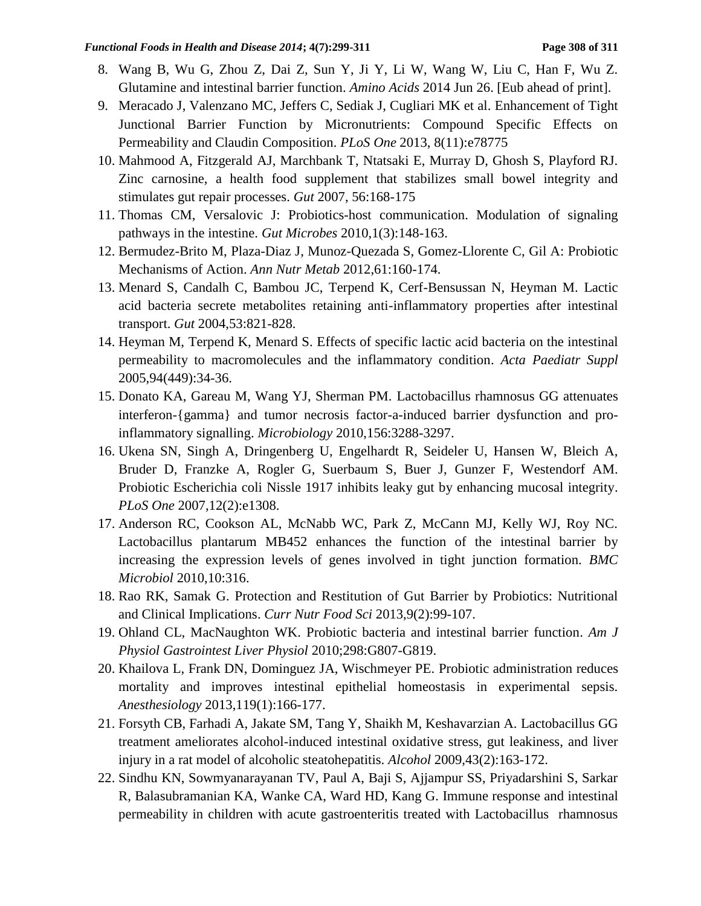8. Wang B, Wu G, Zhou Z, Dai Z, Sun Y, Ji Y, Li W, Wang W, Liu C, Han F, Wu Z. Glutamine and intestinal barrier function. *Amino Acids* 2014 Jun 26. [Eub ahead of print].
9. Meracado J, Valenzano MC, Jeffers C, Sediak J, Cugliari MK et al. Enhancement of Tight Junctional Barrier Function by Micronutrients: Compound Specific Effects on Permeability and Claudin Composition. *PLoS One* 2013, 8(11):e78775
10. Mahmood A, Fitzgerald AJ, Marchbank T, Ntatsaki E, Murray D, Ghosh S, Playford RJ. Zinc carnosine, a health food supplement that stabilizes small bowel integrity and stimulates gut repair processes. *Gut* 2007, 56:168-175
11. Thomas CM, Versalovic J: Probiotics-host communication. Modulation of signaling pathways in the intestine. *Gut Microbes* 2010,1(3):148-163.
12. Bermudez-Brito M, Plaza-Diaz J, Munoz-Quezada S, Gomez-Llorente C, Gil A: Probiotic Mechanisms of Action. *Ann Nutr Metab* 2012,61:160-174.
13. Menard S, Candalh C, Bambou JC, Terpend K, Cerf-Bensussan N, Heyman M. Lactic acid bacteria secrete metabolites retaining anti-inflammatory properties after intestinal transport. *Gut* 2004,53:821-828.
14. Heyman M, Terpend K, Menard S. Effects of specific lactic acid bacteria on the intestinal permeability to macromolecules and the inflammatory condition. *Acta Paediatr Suppl* 2005,94(449):34-36.
15. Donato KA, Gareau M, Wang YJ, Sherman PM. Lactobacillus rhamnosus GG attenuates interferon-{gamma} and tumor necrosis factor-a-induced barrier dysfunction and pro-inflammatory signalling. *Microbiology* 2010,156:3288-3297.
16. Ukena SN, Singh A, Dringenberg U, Engelhardt R, Seideler U, Hansen W, Bleich A, Bruder D, Franzke A, Rogler G, Suerbaum S, Buer J, Gunzer F, Westendorf AM. Probiotic Escherichia coli Nissle 1917 inhibits leaky gut by enhancing mucosal integrity. *PLoS One* 2007,12(2):e1308.
17. Anderson RC, Cookson AL, McNabb WC, Park Z, McCann MJ, Kelly WJ, Roy NC. Lactobacillus plantarum MB452 enhances the function of the intestinal barrier by increasing the expression levels of genes involved in tight junction formation. *BMC Microbiol* 2010,10:316.
18. Rao RK, Samak G. Protection and Restitution of Gut Barrier by Probiotics: Nutritional and Clinical Implications. *Curr Nutr Food Sci* 2013,9(2):99-107.
19. Ohland CL, MacNaughton WK. Probiotic bacteria and intestinal barrier function. *Am J Physiol Gastrointest Liver Physiol* 2010;298:G807-G819.
20. Khailova L, Frank DN, Dominguez JA, Wischmeyer PE. Probiotic administration reduces mortality and improves intestinal epithelial homeostasis in experimental sepsis. *Anesthesiology* 2013,119(1):166-177.
21. Forsyth CB, Farhadi A, Jakate SM, Tang Y, Shaikh M, Keshavarzian A. Lactobacillus GG treatment ameliorates alcohol-induced intestinal oxidative stress, gut leakiness, and liver injury in a rat model of alcoholic steatohepatitis. *Alcohol* 2009,43(2):163-172.
22. Sindhu KN, Sowmyanarayanan TV, Paul A, Baji S, Ajjampur SS, Priyadarshini S, Sarkar R, Balasubramanian KA, Wanke CA, Ward HD, Kang G. Immune response and intestinal permeability in children with acute gastroenteritis treated with Lactobacillus rhamnosus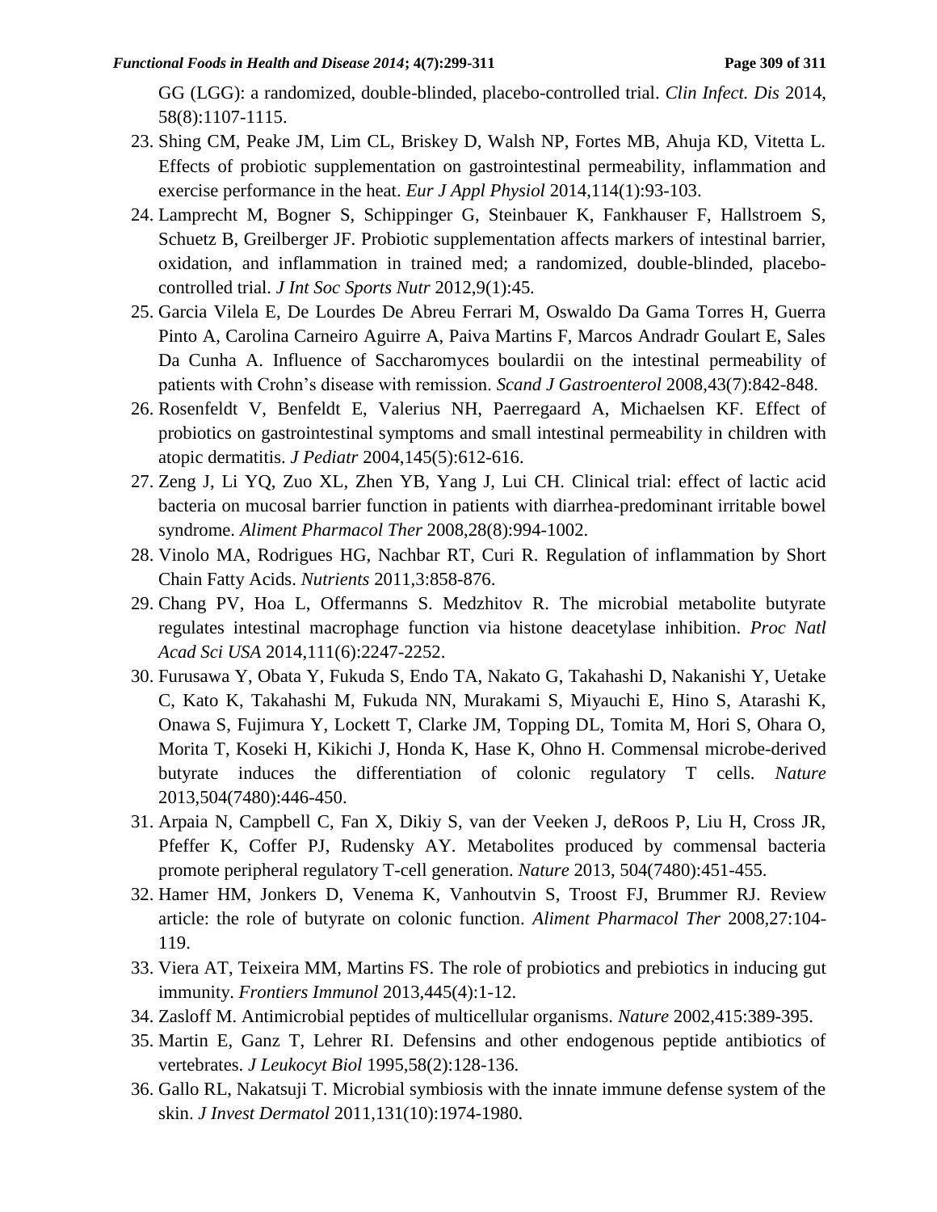GG (LGG): a randomized, double-blinded, placebo-controlled trial. *Clin Infect. Dis* 2014, 58(8):1107-1115.

23. Shing CM, Peake JM, Lim CL, Briskey D, Walsh NP, Fortes MB, Ahuja KD, Vitetta L. Effects of probiotic supplementation on gastrointestinal permeability, inflammation and exercise performance in the heat. *Eur J Appl Physiol* 2014,114(1):93-103.
24. Lamprecht M, Bogner S, Schippinger G, Steinbauer K, Fankhauser F, Hallstroem S, Schuetz B, Greilberger JF. Probiotic supplementation affects markers of intestinal barrier, oxidation, and inflammation in trained med; a randomized, double-blinded, placebo-controlled trial. *J Int Soc Sports Nutr* 2012,9(1):45.
25. Garcia Vilela E, De Lourdes De Abreu Ferrari M, Oswaldo Da Gama Torres H, Guerra Pinto A, Carolina Carneiro Aguirre A, Paiva Martins F, Marcos Andradr Goulart E, Sales Da Cunha A. Influence of Saccharomyces boulardii on the intestinal permeability of patients with Crohn's disease with remission. *Scand J Gastroenterol* 2008,43(7):842-848.
26. Rosenfeldt V, Benfeldt E, Valerius NH, Paerregaard A, Michaelsen KF. Effect of probiotics on gastrointestinal symptoms and small intestinal permeability in children with atopic dermatitis. *J Pediatr* 2004,145(5):612-616.
27. Zeng J, Li YQ, Zuo XL, Zhen YB, Yang J, Lui CH. Clinical trial: effect of lactic acid bacteria on mucosal barrier function in patients with diarrhea-predominant irritable bowel syndrome. *Aliment Pharmacol Ther* 2008,28(8):994-1002.
28. Vinolo MA, Rodrigues HG, Nachbar RT, Curi R. Regulation of inflammation by Short Chain Fatty Acids. *Nutrients* 2011,3:858-876.
29. Chang PV, Hoa L, Offermanns S. Medzhitov R. The microbial metabolite butyrate regulates intestinal macrophage function via histone deacetylase inhibition. *Proc Natl Acad Sci USA* 2014,111(6):2247-2252.
30. Furusawa Y, Obata Y, Fukuda S, Endo TA, Nakato G, Takahashi D, Nakanishi Y, Uetake C, Kato K, Takahashi M, Fukuda NN, Murakami S, Miyauchi E, Hino S, Atarashi K, Onawa S, Fujimura Y, Lockett T, Clarke JM, Topping DL, Tomita M, Hori S, Ohara O, Morita T, Koseki H, Kikichi J, Honda K, Hase K, Ohno H. Commensal microbe-derived butyrate induces the differentiation of colonic regulatory T cells. *Nature* 2013,504(7480):446-450.
31. Arpaia N, Campbell C, Fan X, Dikiy S, van der Veeken J, deRoos P, Liu H, Cross JR, Pfeffer K, Coffer PJ, Rudensky AY. Metabolites produced by commensal bacteria promote peripheral regulatory T-cell generation. *Nature* 2013, 504(7480):451-455.
32. Hamer HM, Jonkers D, Venema K, Vanhoutvin S, Troost FJ, Brummer RJ. Review article: the role of butyrate on colonic function. *Aliment Pharmacol Ther* 2008,27:104-119.
33. Viera AT, Teixeira MM, Martins FS. The role of probiotics and prebiotics in inducing gut immunity. *Frontiers Immunol* 2013,445(4):1-12.
34. Zasloff M. Antimicrobial peptides of multicellular organisms. *Nature* 2002,415:389-395.
35. Martin E, Ganz T, Lehrer RI. Defensins and other endogenous peptide antibiotics of vertebrates. *J Leukocyt Biol* 1995,58(2):128-136.
36. Gallo RL, Nakatsuji T. Microbial symbiosis with the innate immune defense system of the skin. *J Invest Dermatol* 2011,131(10):1974-1980.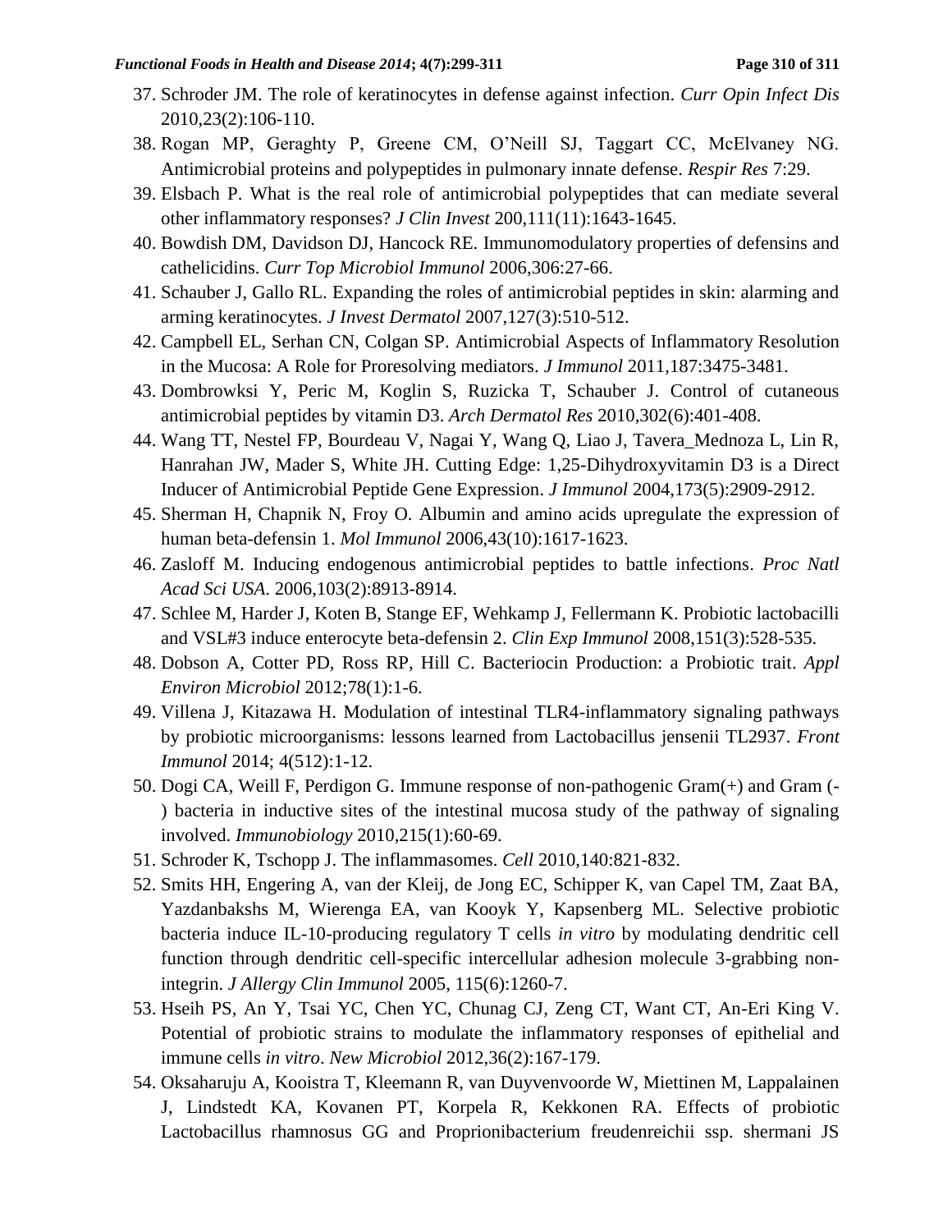37. Schroder JM. The role of keratinocytes in defense against infection. *Curr Opin Infect Dis* 2010,23(2):106-110.
38. Rogan MP, Geraghty P, Greene CM, O'Neill SJ, Taggart CC, McElvaney NG. Antimicrobial proteins and polypeptides in pulmonary innate defense. *Respir Res* 7:29.
39. Elsbach P. What is the real role of antimicrobial polypeptides that can mediate several other inflammatory responses? *J Clin Invest* 200,111(11):1643-1645.
40. Bowdish DM, Davidson DJ, Hancock RE. Immunomodulatory properties of defensins and cathelicidins. *Curr Top Microbiol Immunol* 2006,306:27-66.
41. Schauber J, Gallo RL. Expanding the roles of antimicrobial peptides in skin: alarming and arming keratinocytes. *J Invest Dermatol* 2007,127(3):510-512.
42. Campbell EL, Serhan CN, Colgan SP. Antimicrobial Aspects of Inflammatory Resolution in the Mucosa: A Role for Proresolving mediators. *J Immunol* 2011,187:3475-3481.
43. Dombrowksi Y, Peric M, Koglin S, Ruzicka T, Schauber J. Control of cutaneous antimicrobial peptides by vitamin D3. *Arch Dermatol Res* 2010,302(6):401-408.
44. Wang TT, Nestel FP, Bourdeau V, Nagai Y, Wang Q, Liao J, Tavera_Mednoza L, Lin R, Hanrahan JW, Mader S, White JH. Cutting Edge: 1,25-Dihydroxyvitamin D3 is a Direct Inducer of Antimicrobial Peptide Gene Expression. *J Immunol* 2004,173(5):2909-2912.
45. Sherman H, Chapnik N, Froy O. Albumin and amino acids upregulate the expression of human beta-defensin 1. *Mol Immunol* 2006,43(10):1617-1623.
46. Zasloff M. Inducing endogenous antimicrobial peptides to battle infections. *Proc Natl Acad Sci USA*. 2006,103(2):8913-8914.
47. Schlee M, Harder J, Koten B, Stange EF, Wehkamp J, Fellermann K. Probiotic lactobacilli and VSL#3 induce enterocyte beta-defensin 2. *Clin Exp Immunol* 2008,151(3):528-535.
48. Dobson A, Cotter PD, Ross RP, Hill C. Bacteriocin Production: a Probiotic trait. *Appl Environ Microbiol* 2012;78(1):1-6.
49. Villena J, Kitazawa H. Modulation of intestinal TLR4-inflammatory signaling pathways by probiotic microorganisms: lessons learned from Lactobacillus jensenii TL2937. *Front Immunol* 2014; 4(512):1-12.
50. Dogi CA, Weill F, Perdigon G. Immune response of non-pathogenic Gram(+) and Gram (-) bacteria in inductive sites of the intestinal mucosa study of the pathway of signaling involved. *Immunobiology* 2010,215(1):60-69.
51. Schroder K, Tschopp J. The inflammasomes. *Cell* 2010,140:821-832.
52. Smits HH, Engering A, van der Kleij, de Jong EC, Schipper K, van Capel TM, Zaat BA, Yazdanbakshs M, Wierenga EA, van Kooyk Y, Kapsenberg ML. Selective probiotic bacteria induce IL-10-producing regulatory T cells *in vitro* by modulating dendritic cell function through dendritic cell-specific intercellular adhesion molecule 3-grabbing non-integrin. *J Allergy Clin Immunol* 2005, 115(6):1260-7.
53. Hseih PS, An Y, Tsai YC, Chen YC, Chunag CJ, Zeng CT, Want CT, An-Eri King V. Potential of probiotic strains to modulate the inflammatory responses of epithelial and immune cells *in vitro*. *New Microbiol* 2012,36(2):167-179.
54. Oksaharuju A, Kooistra T, Kleemann R, van Duyvenvoorde W, Miettinen M, Lappalainen J, Lindstedt KA, Kovanen PT, Korpela R, Kekkonen RA. Effects of probiotic Lactobacillus rhamnosus GG and Proprionibacterium freudenreichii ssp. shermani JS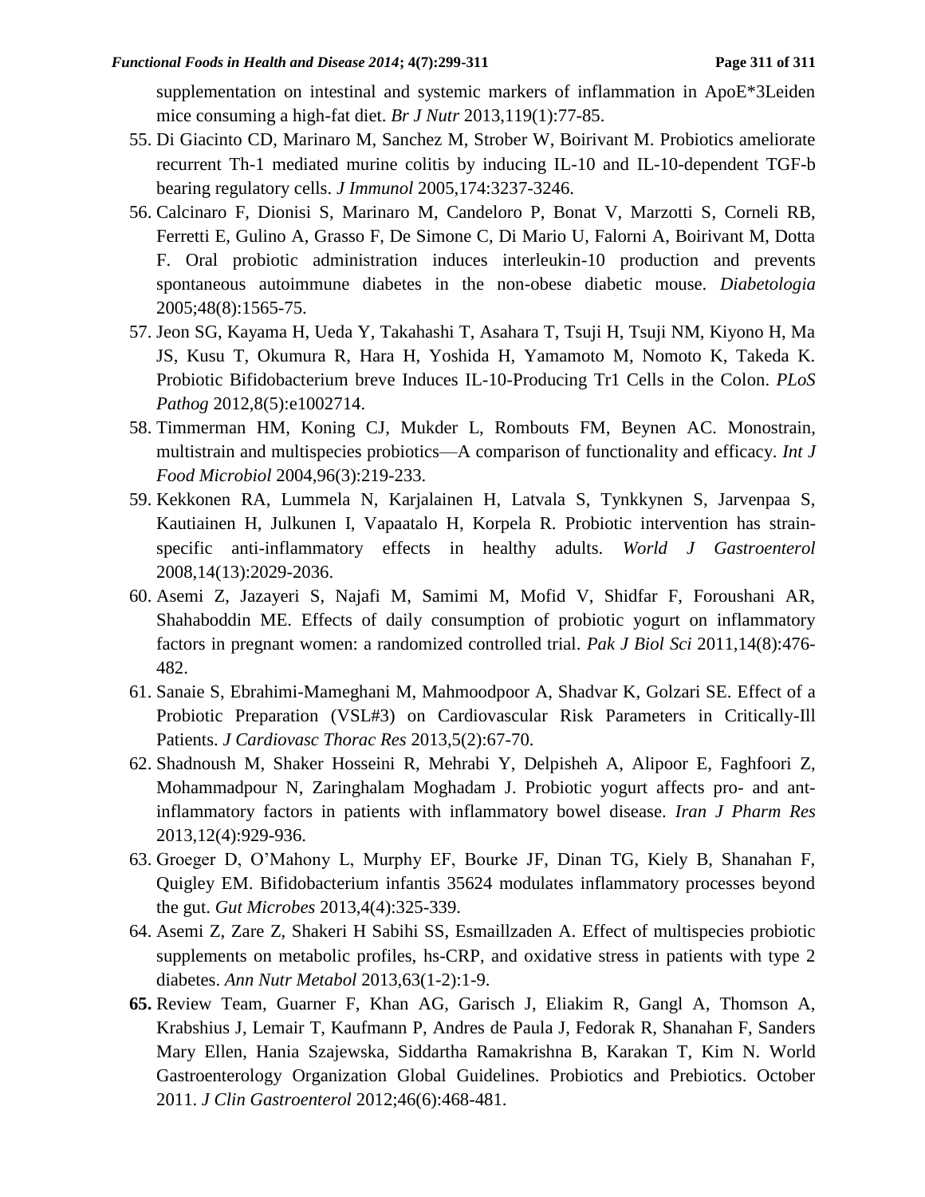supplementation on intestinal and systemic markers of inflammation in ApoE*3Leiden mice consuming a high-fat diet. *Br J Nutr* 2013,119(1):77-85.

55. Di Giacinto CD, Marinaro M, Sanchez M, Strober W, Boirivant M. Probiotics ameliorate recurrent Th-1 mediated murine colitis by inducing IL-10 and IL-10-dependent TGF-b bearing regulatory cells. *J Immunol* 2005,174:3237-3246.
56. Calcinaro F, Dionisi S, Marinaro M, Candeloro P, Bonat V, Marzotti S, Corneli RB, Ferretti E, Gulino A, Grasso F, De Simone C, Di Mario U, Falorni A, Boirivant M, Dotta F. Oral probiotic administration induces interleukin-10 production and prevents spontaneous autoimmune diabetes in the non-obese diabetic mouse. *Diabetologia* 2005;48(8):1565-75.
57. Jeon SG, Kayama H, Ueda Y, Takahashi T, Asahara T, Tsuji H, Tsuji NM, Kiyono H, Ma JS, Kusu T, Okumura R, Hara H, Yoshida H, Yamamoto M, Nomoto K, Takeda K. Probiotic Bifidobacterium breve Induces IL-10-Producing Tr1 Cells in the Colon. *PLoS Pathog* 2012,8(5):e1002714.
58. Timmerman HM, Koning CJ, Mukder L, Rombouts FM, Beynen AC. Monostrain, multistrain and multispecies probiotics—A comparison of functionality and efficacy. *Int J Food Microbiol* 2004,96(3):219-233.
59. Kekkonen RA, Lummela N, Karjalainen H, Latvala S, Tynkkynen S, Jarvenpaa S, Kautiainen H, Julkunen I, Vapaatalo H, Korpela R. Probiotic intervention has strain-specific anti-inflammatory effects in healthy adults. *World J Gastroenterol* 2008,14(13):2029-2036.
60. Asemi Z, Jazayeri S, Najafi M, Samimi M, Mofid V, Shidfar F, Foroushani AR, Shahaboddin ME. Effects of daily consumption of probiotic yogurt on inflammatory factors in pregnant women: a randomized controlled trial. *Pak J Biol Sci* 2011,14(8):476-482.
61. Sanaie S, Ebrahimi-Mameghani M, Mahmoodpoor A, Shadvar K, Golzari SE. Effect of a Probiotic Preparation (VSL#3) on Cardiovascular Risk Parameters in Critically-Ill Patients. *J Cardiovasc Thorac Res* 2013,5(2):67-70.
62. Shadnoush M, Shaker Hosseini R, Mehrabi Y, Delpisheh A, Alipoor E, Faghfoori Z, Mohammadpour N, Zaringhalam Moghadam J. Probiotic yogurt affects pro- and ant-inflammatory factors in patients with inflammatory bowel disease. *Iran J Pharm Res* 2013,12(4):929-936.
63. Groeger D, O'Mahony L, Murphy EF, Bourke JF, Dinan TG, Kiely B, Shanahan F, Quigley EM. Bifidobacterium infantis 35624 modulates inflammatory processes beyond the gut. *Gut Microbes* 2013,4(4):325-339.
64. Asemi Z, Zare Z, Shakeri H Sabihi SS, Esmaillzaden A. Effect of multispecies probiotic supplements on metabolic profiles, hs-CRP, and oxidative stress in patients with type 2 diabetes. *Ann Nutr Metabol* 2013,63(1-2):1-9.
65. Review Team, Guarner F, Khan AG, Garisch J, Eliakim R, Gangl A, Thomson A, Krabshius J, Lemair T, Kaufmann P, Andres de Paula J, Fedorak R, Shanahan F, Sanders Mary Ellen, Hania Szajewska, Siddartha Ramakrishna B, Karakan T, Kim N. World Gastroenterology Organization Global Guidelines. Probiotics and Prebiotics. October 2011. *J Clin Gastroenterol* 2012;46(6):468-481.